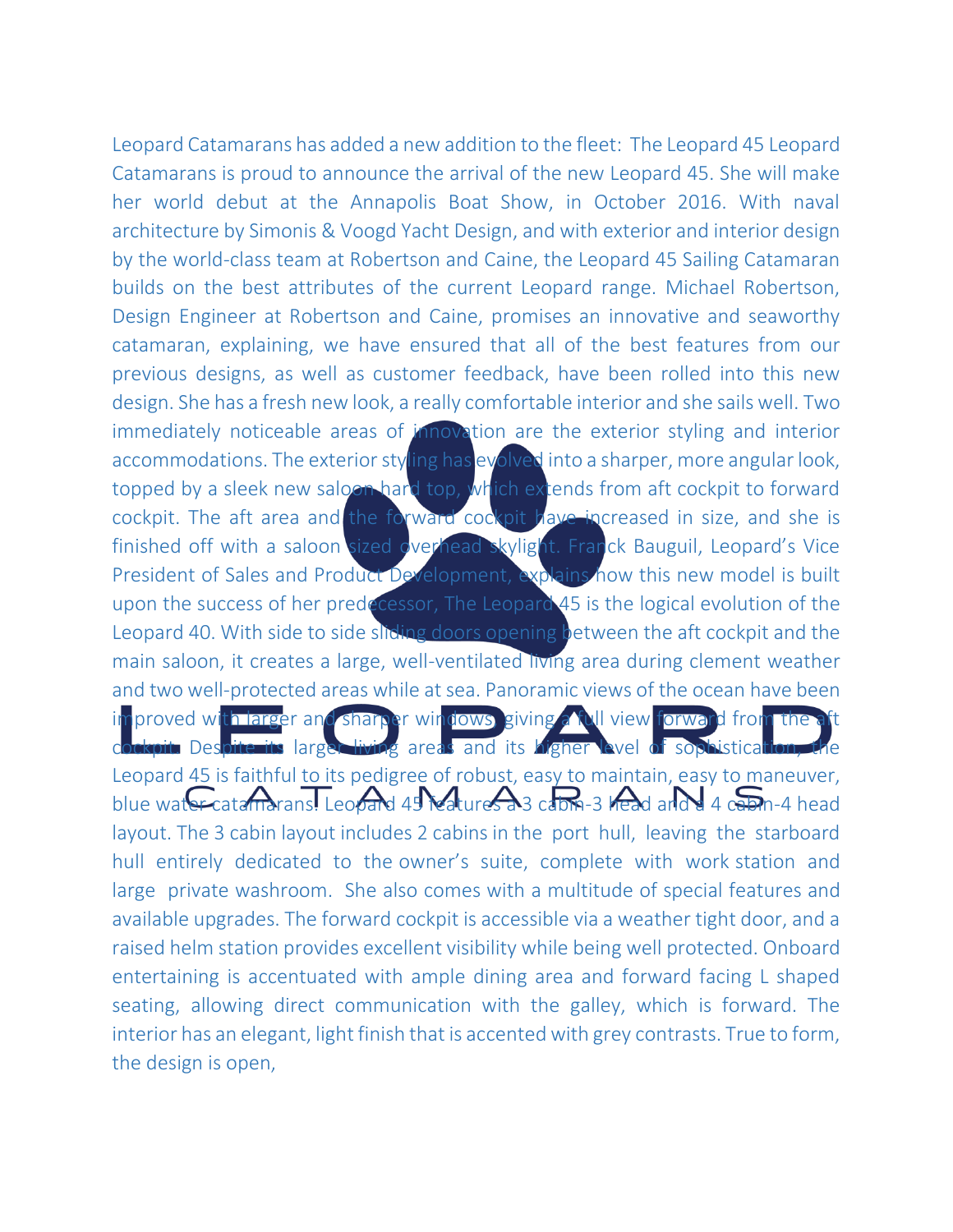Leopard Catamarans has added a new addition to the fleet: The Leopard 45 Leopard Catamarans is proud to announce the arrival of the new Leopard 45. She will make her world debut at the Annapolis Boat Show, in October 2016. With naval architecture by Simonis & Voogd Yacht Design, and with exterior and interior design by the world-class team at Robertson and Caine, the Leopard 45 Sailing Catamaran builds on the best attributes of the current Leopard range. Michael Robertson, Design Engineer at Robertson and Caine, promises an innovative and seaworthy catamaran, explaining, we have ensured that all of the best features from our previous designs, as well as customer feedback, have been rolled into this new design. She has a fresh new look, a really comfortable interior and she sails well. Two immediately noticeable areas of innovation are the exterior styling and interior accommodations. The exterior styling has evolved into a sharper, more angular look, topped by a sleek new saloon hard top, which extends from aft cockpit to forward cockpit. The aft area and the forward cockpit have increased in size, and she is finished off with a saloon sized overhead skylight. Franck Bauguil, Leopard's Vice President of Sales and Product Development, explains how this new model is built upon the success of her predecessor, The Leopard 45 is the logical evolution of the Leopard 40. With side to side sliding doors opening between the aft cockpit and the main saloon, it creates a large, well-ventilated living area during clement weather and two well-protected areas while at sea. Panoramic views of the ocean have been improved with larger and sharper windows, giving a full view forward from the aft cockpit. Despite its larger living areas and its higher level of sophistication, the Leopard 45 is faithful to its pedigree of robust, easy to maintain, easy to maneuver, blue water catamarans. Leopard 45 features a 3 cabin-3 head and a 4 cabin-4 head layout. The 3 cabin layout includes 2 cabins in the port hull, leaving the starboard hull entirely dedicated to the owner's suite, complete with work station and large private washroom. She also comes with a multitude of special features and available upgrades. The forward cockpit is accessible via a weather tight door, and a raised helm station provides excellent visibility while being well protected. Onboard entertaining is accentuated with ample dining area and forward facing L shaped seating, allowing direct communication with the galley, which is forward. The interior has an elegant, light finish that is accented with grey contrasts. True to form, the design is open,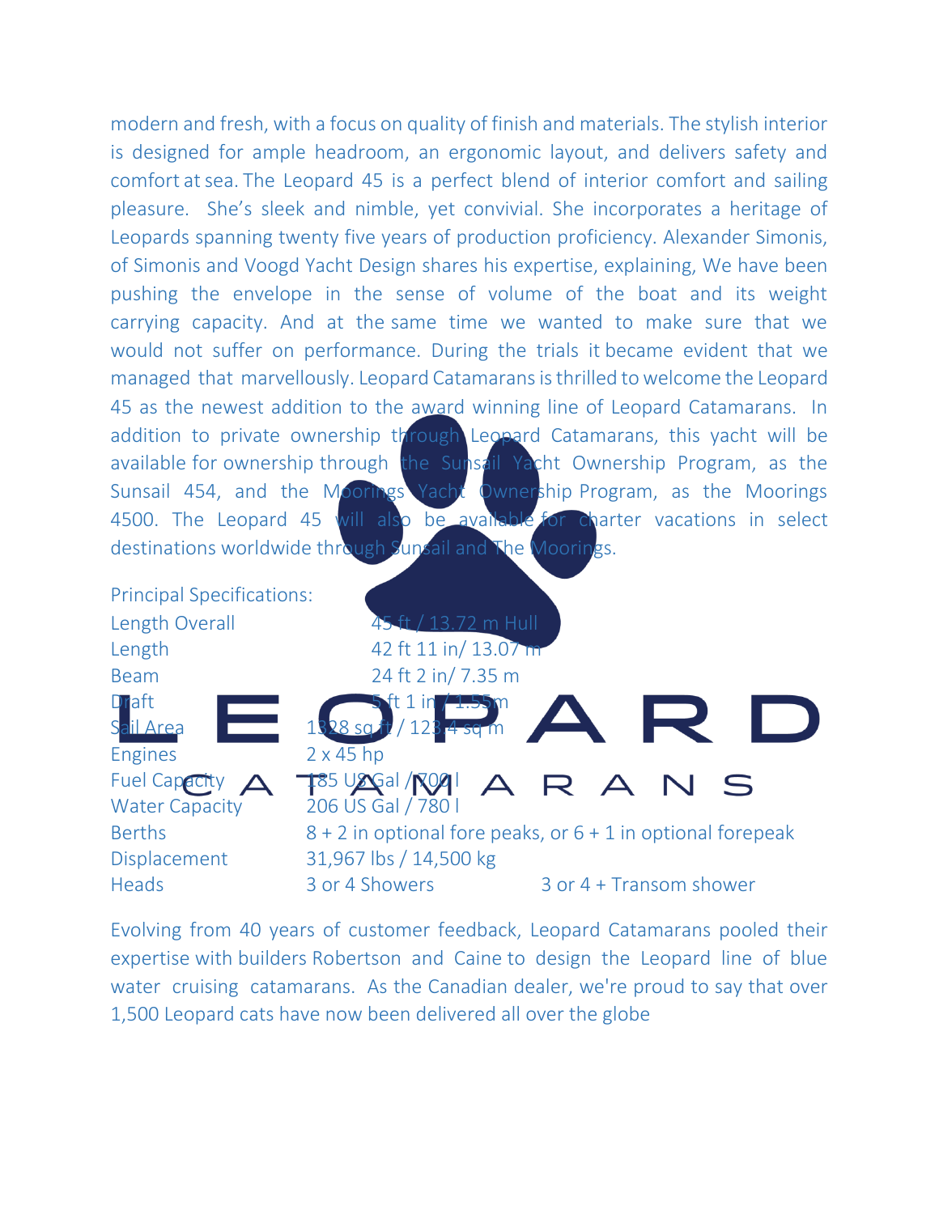modern and fresh, with a focus on quality of finish and materials. The stylish interior is designed for ample headroom, an ergonomic layout, and delivers safety and comfort at sea. The Leopard 45 is a perfect blend of interior comfort and sailing pleasure. She's sleek and nimble, yet convivial. She incorporates a heritage of Leopards spanning twenty five years of production proficiency. Alexander Simonis, of Simonis and Voogd Yacht Design shares his expertise, explaining, We have been pushing the envelope in the sense of volume of the boat and its weight carrying capacity. And at the same time we wanted to make sure that we would not suffer on performance. During the trials it became evident that we managed that marvellously. Leopard Catamarans is thrilled to welcome the Leopard 45 as the newest addition to the award winning line of Leopard Catamarans. In addition to private ownership through Leopard Catamarans, this yacht will be available for ownership through the Sunsail Yacht Ownership Program, as the Sunsail 454, and the Moorings Yacht Ownership Program, as the Moorings 4500. The Leopard 45 will also be available for charter vacations in select destinations worldwide through Sunsail and The Moorings.

Principal Specifications:

| | | |
|---|---|---|
| Length Overall | 45 ft / 13.72 m Hull | |
| Length | 42 ft 11 in/ 13.07 m | |
| Beam | 24 ft 2 in/ 7.35 m | |
| Draft | 5 ft 1 in / 1.55m | |
| Sail Area | 1328 sq ft / 123.4 sq m | |
| Engines | 2 x 45 hp | |
| Fuel Capacity | 185 US Gal / 700 l | |
| Water Capacity | 206 US Gal / 780 l | |
| Berths | 8 + 2 in optional fore peaks, or 6 + 1 in optional forepeak | |
| Displacement | 31,967 lbs / 14,500 kg | |
| Heads | 3 or 4 Showers | 3 or 4 + Transom shower |

Evolving from 40 years of customer feedback, Leopard Catamarans pooled their expertise with builders Robertson and Caine to design the Leopard line of blue water cruising catamarans. As the Canadian dealer, we're proud to say that over 1,500 Leopard cats have now been delivered all over the globe